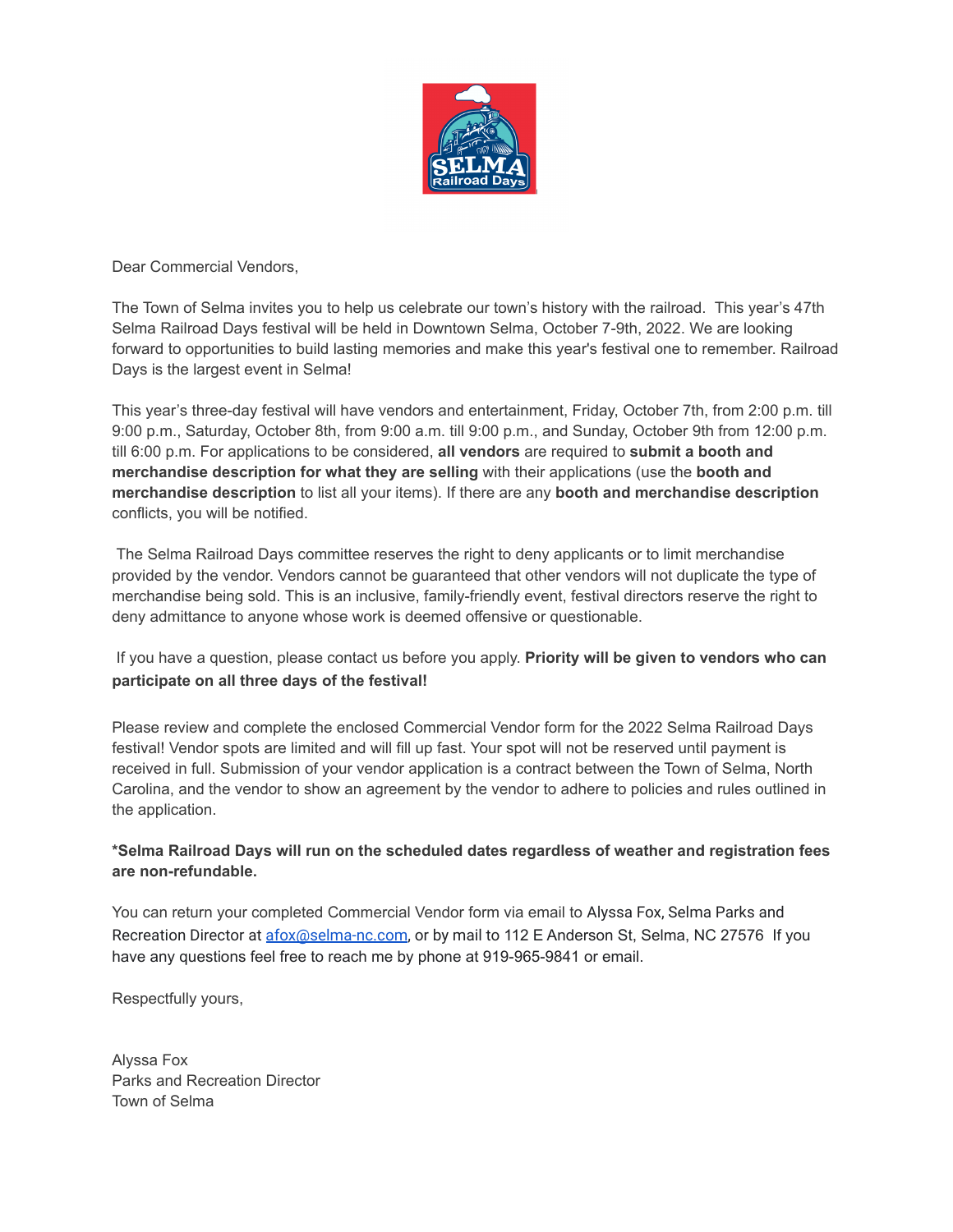Dear Commercial Vendors,

The Town of Selma invites you to help us celebrate our town's history with the railroad. This year's 47th Selma Railroad Days festival will be held in Downtown Selma, October 7-9th, 2022. We are looking forward to opportunities to build lasting memories and make this year's festival one to remember. Railroad Days is the largest event in Selma!

This year's three-day festival will have vendors and entertainment, Friday, October 7th, from 2:00 p.m. till 9:00 p.m., Saturday, October 8th, from 9:00 a.m. till 9:00 p.m., and Sunday, October 9th from 12:00 p.m. till 6:00 p.m. For applications to be considered, **all vendors** are required to **submit a booth and merchandise description for what they are selling** with their applications (use the **booth and merchandise description** to list all your items). If there are any **booth and merchandise description** conflicts, you will be notified.

The Selma Railroad Days committee reserves the right to deny applicants or to limit merchandise provided by the vendor. Vendors cannot be guaranteed that other vendors will not duplicate the type of merchandise being sold. This is an inclusive, family-friendly event, festival directors reserve the right to deny admittance to anyone whose work is deemed offensive or questionable.

If you have a question, please contact us before you apply. **Priority will be given to vendors who can participate on all three days of the festival!**

Please review and complete the enclosed Commercial Vendor form for the 2022 Selma Railroad Days festival! Vendor spots are limited and will fill up fast. Your spot will not be reserved until payment is received in full. Submission of your vendor application is a contract between the Town of Selma, North Carolina, and the vendor to show an agreement by the vendor to adhere to policies and rules outlined in the application.

**\*Selma Railroad Days will run on the scheduled dates regardless of weather and registration fees are non-refundable.**

You can return your completed Commercial Vendor form via email to Alyssa Fox, Selma Parks and Recreation Director at afox@selma-nc.com, or by mail to 112 E Anderson St, Selma, NC 27576 If you have any questions feel free to reach me by phone at 919-965-9841 or email.

Respectfully yours,

Alyssa Fox
Parks and Recreation Director
Town of Selma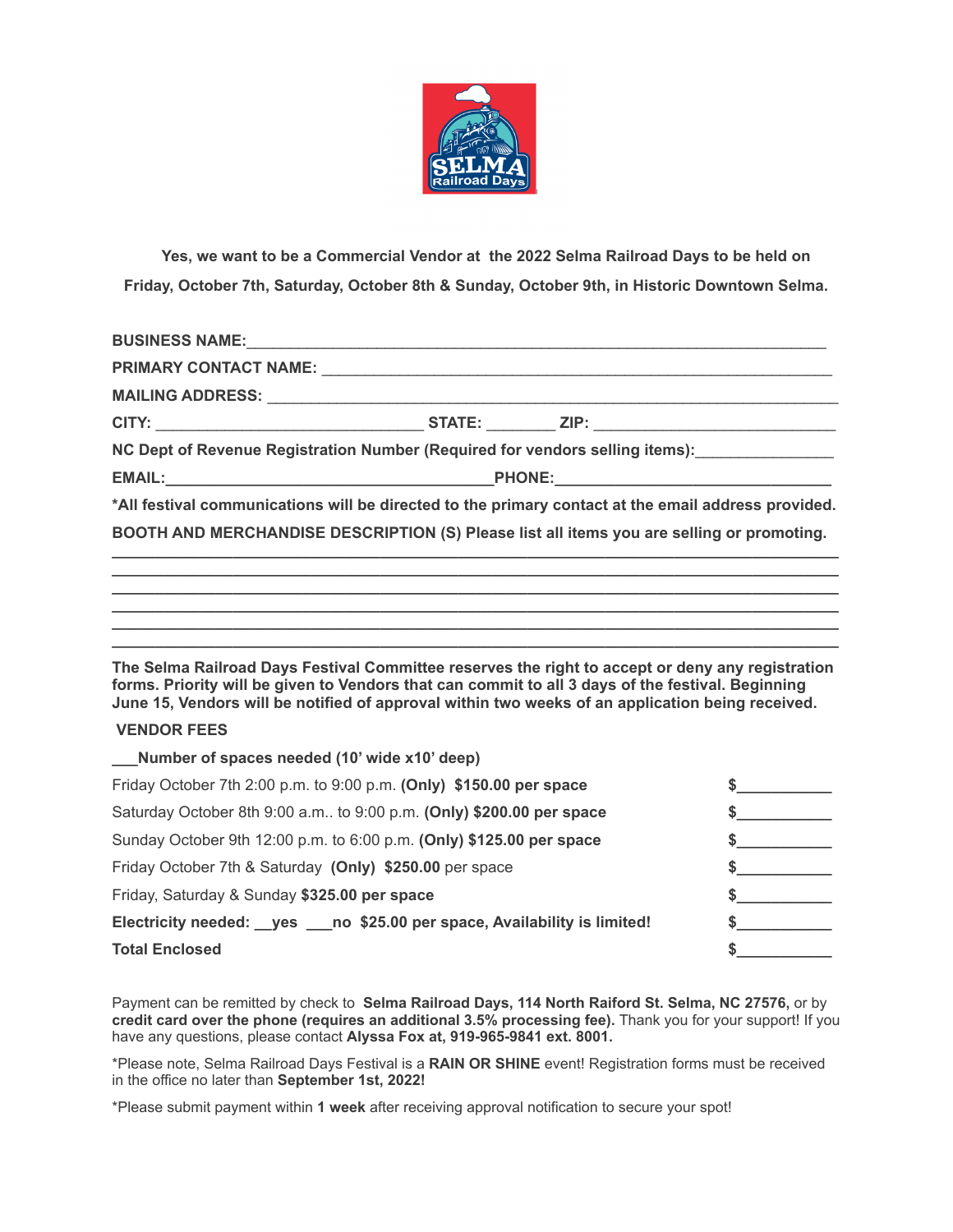**Yes, we want to be a Commercial Vendor at the 2022 Selma Railroad Days to be held on Friday, October 7th, Saturday, October 8th & Sunday, October 9th, in Historic Downtown Selma.**

**BUSINESS NAME:**___________________________________________________________________

**PRIMARY CONTACT NAME:** ___________________________________________________________

**MAILING ADDRESS:** ________________________________________________________________

**CITY:** ______________________________ **STATE:** ________ **ZIP:** ___________________________

**NC Dept of Revenue Registration Number (Required for vendors selling items):**_______________

**EMAIL:**____________________________________**PHONE:**_______________________________

**\*All festival communications will be directed to the primary contact at the email address provided.**

**BOOTH AND MERCHANDISE DESCRIPTION (S) Please list all items you are selling or promoting.**

______________________________________________________________________________

______________________________________________________________________________

______________________________________________________________________________

______________________________________________________________________________

______________________________________________________________________________

______________________________________________________________________________

**The Selma Railroad Days Festival Committee reserves the right to accept or deny any registration forms. Priority will be given to Vendors that can commit to all 3 days of the festival. Beginning June 15, Vendors will be notified of approval within two weeks of an application being received.**

**VENDOR FEES**

**___Number of spaces needed (10' wide x10' deep)**

| | |
|---|---|
| Friday October 7th 2:00 p.m. to 9:00 p.m. **(Only) $150.00 per space** | $__________ |
| Saturday October 8th 9:00 a.m.. to 9:00 p.m. **(Only) $200.00 per space** | $__________ |
| Sunday October 9th 12:00 p.m. to 6:00 p.m. **(Only) $125.00 per space** | $__________ |
| Friday October 7th & Saturday **(Only) $250.00** per space | $__________ |
| Friday, Saturday & Sunday **$325.00 per space** | $__________ |
| **Electricity needed: __yes ___no $25.00 per space, Availability is limited!** | $__________ |
| **Total Enclosed** | $__________ |

Payment can be remitted by check to **Selma Railroad Days, 114 North Raiford St. Selma, NC 27576,** or by **credit card over the phone (requires an additional 3.5% processing fee).** Thank you for your support! If you have any questions, please contact **Alyssa Fox at, 919-965-9841 ext. 8001.**

\*Please note, Selma Railroad Days Festival is a **RAIN OR SHINE** event! Registration forms must be received in the office no later than **September 1st, 2022!**

\*Please submit payment within **1 week** after receiving approval notification to secure your spot!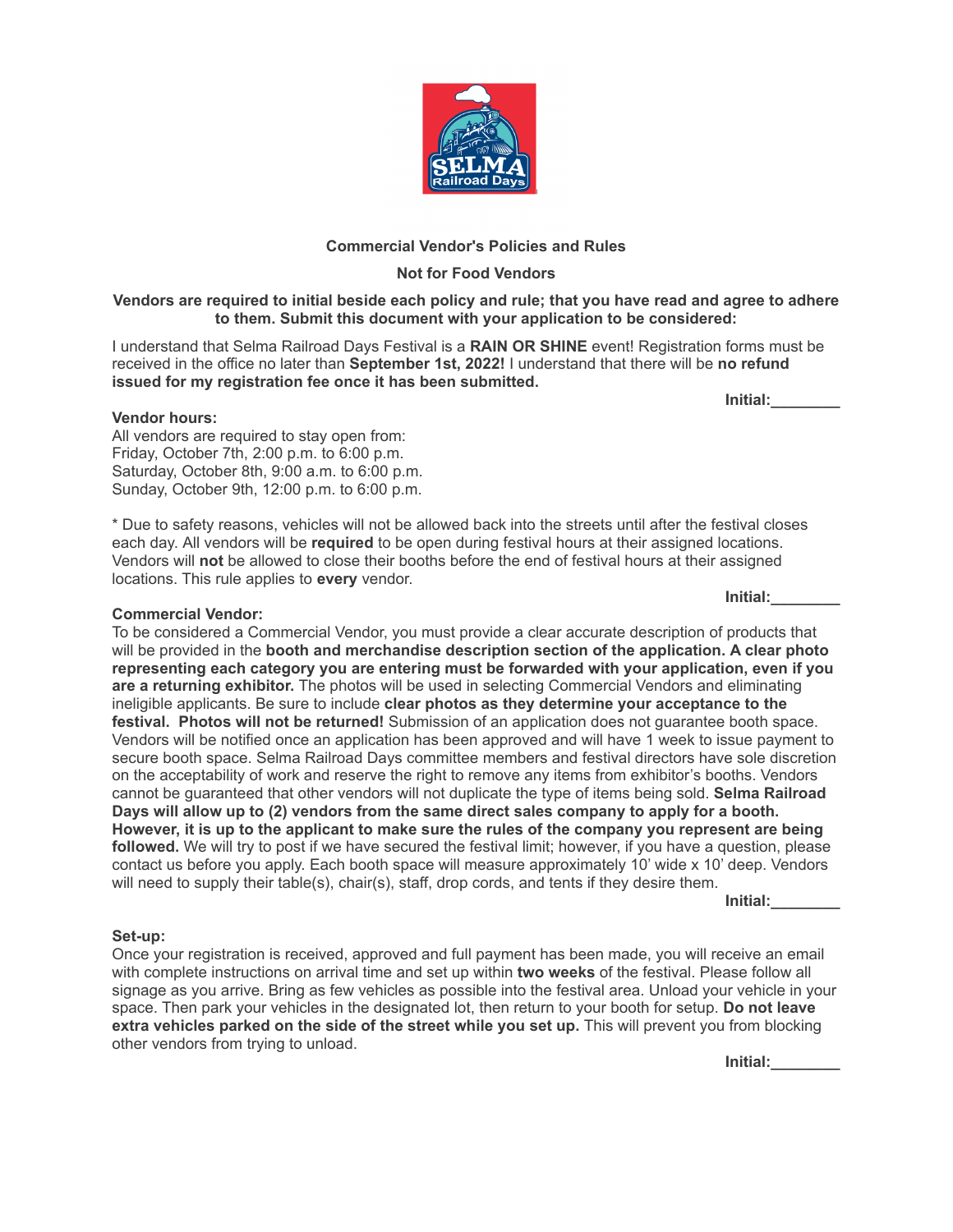**Commercial Vendor's Policies and Rules**

**Not for Food Vendors**

**Vendors are required to initial beside each policy and rule; that you have read and agree to adhere to them. Submit this document with your application to be considered:**

I understand that Selma Railroad Days Festival is a **RAIN OR SHINE** event! Registration forms must be received in the office no later than **September 1st, 2022!** I understand that there will be **no refund issued for my registration fee once it has been submitted.**

**Initial:________**

**Vendor hours:**
All vendors are required to stay open from:
Friday, October 7th, 2:00 p.m. to 6:00 p.m.
Saturday, October 8th, 9:00 a.m. to 6:00 p.m.
Sunday, October 9th, 12:00 p.m. to 6:00 p.m.

* Due to safety reasons, vehicles will not be allowed back into the streets until after the festival closes each day. All vendors will be **required** to be open during festival hours at their assigned locations. Vendors will **not** be allowed to close their booths before the end of festival hours at their assigned locations. This rule applies to **every** vendor.

**Initial:________**

**Commercial Vendor:**
To be considered a Commercial Vendor, you must provide a clear accurate description of products that will be provided in the **booth and merchandise description section of the application. A clear photo representing each category you are entering must be forwarded with your application, even if you are a returning exhibitor.** The photos will be used in selecting Commercial Vendors and eliminating ineligible applicants. Be sure to include **clear photos as they determine your acceptance to the festival. Photos will not be returned!** Submission of an application does not guarantee booth space. Vendors will be notified once an application has been approved and will have 1 week to issue payment to secure booth space. Selma Railroad Days committee members and festival directors have sole discretion on the acceptability of work and reserve the right to remove any items from exhibitor's booths. Vendors cannot be guaranteed that other vendors will not duplicate the type of items being sold. **Selma Railroad Days will allow up to (2) vendors from the same direct sales company to apply for a booth. However, it is up to the applicant to make sure the rules of the company you represent are being followed.** We will try to post if we have secured the festival limit; however, if you have a question, please contact us before you apply. Each booth space will measure approximately 10' wide x 10' deep. Vendors will need to supply their table(s), chair(s), staff, drop cords, and tents if they desire them.

**Initial:________**

**Set-up:**
Once your registration is received, approved and full payment has been made, you will receive an email with complete instructions on arrival time and set up within **two weeks** of the festival. Please follow all signage as you arrive. Bring as few vehicles as possible into the festival area. Unload your vehicle in your space. Then park your vehicles in the designated lot, then return to your booth for setup. **Do not leave extra vehicles parked on the side of the street while you set up.** This will prevent you from blocking other vendors from trying to unload.

**Initial:________**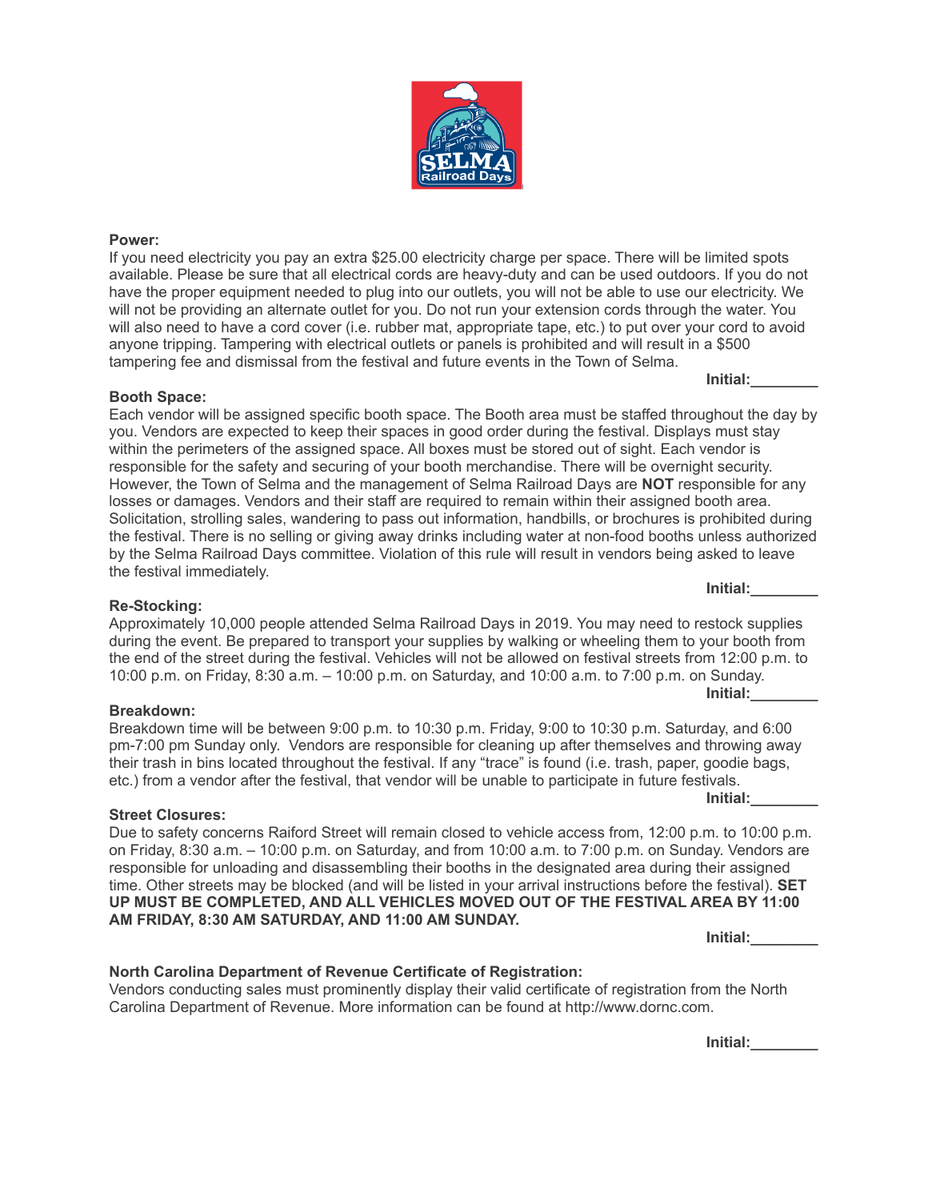**Power:**

If you need electricity you pay an extra $25.00 electricity charge per space. There will be limited spots available. Please be sure that all electrical cords are heavy-duty and can be used outdoors. If you do not have the proper equipment needed to plug into our outlets, you will not be able to use our electricity. We will not be providing an alternate outlet for you. Do not run your extension cords through the water. You will also need to have a cord cover (i.e. rubber mat, appropriate tape, etc.) to put over your cord to avoid anyone tripping. Tampering with electrical outlets or panels is prohibited and will result in a $500 tampering fee and dismissal from the festival and future events in the Town of Selma.

**Initial:________**

**Booth Space:**

Each vendor will be assigned specific booth space. The Booth area must be staffed throughout the day by you. Vendors are expected to keep their spaces in good order during the festival. Displays must stay within the perimeters of the assigned space. All boxes must be stored out of sight. Each vendor is responsible for the safety and securing of your booth merchandise. There will be overnight security. However, the Town of Selma and the management of Selma Railroad Days are **NOT** responsible for any losses or damages. Vendors and their staff are required to remain within their assigned booth area. Solicitation, strolling sales, wandering to pass out information, handbills, or brochures is prohibited during the festival. There is no selling or giving away drinks including water at non-food booths unless authorized by the Selma Railroad Days committee. Violation of this rule will result in vendors being asked to leave the festival immediately.

**Initial:________**

**Re-Stocking:**

Approximately 10,000 people attended Selma Railroad Days in 2019. You may need to restock supplies during the event. Be prepared to transport your supplies by walking or wheeling them to your booth from the end of the street during the festival. Vehicles will not be allowed on festival streets from 12:00 p.m. to 10:00 p.m. on Friday, 8:30 a.m. – 10:00 p.m. on Saturday, and 10:00 a.m. to 7:00 p.m. on Sunday.

**Initial:________**

**Breakdown:**

Breakdown time will be between 9:00 p.m. to 10:30 p.m. Friday, 9:00 to 10:30 p.m. Saturday, and 6:00 pm-7:00 pm Sunday only. Vendors are responsible for cleaning up after themselves and throwing away their trash in bins located throughout the festival. If any "trace" is found (i.e. trash, paper, goodie bags, etc.) from a vendor after the festival, that vendor will be unable to participate in future festivals.

**Initial:________**

**Street Closures:**

Due to safety concerns Raiford Street will remain closed to vehicle access from, 12:00 p.m. to 10:00 p.m. on Friday, 8:30 a.m. – 10:00 p.m. on Saturday, and from 10:00 a.m. to 7:00 p.m. on Sunday. Vendors are responsible for unloading and disassembling their booths in the designated area during their assigned time. Other streets may be blocked (and will be listed in your arrival instructions before the festival). **SET UP MUST BE COMPLETED, AND ALL VEHICLES MOVED OUT OF THE FESTIVAL AREA BY 11:00 AM FRIDAY, 8:30 AM SATURDAY, AND 11:00 AM SUNDAY.**

**Initial:________**

**North Carolina Department of Revenue Certificate of Registration:**

Vendors conducting sales must prominently display their valid certificate of registration from the North Carolina Department of Revenue. More information can be found at http://www.dornc.com.

**Initial:________**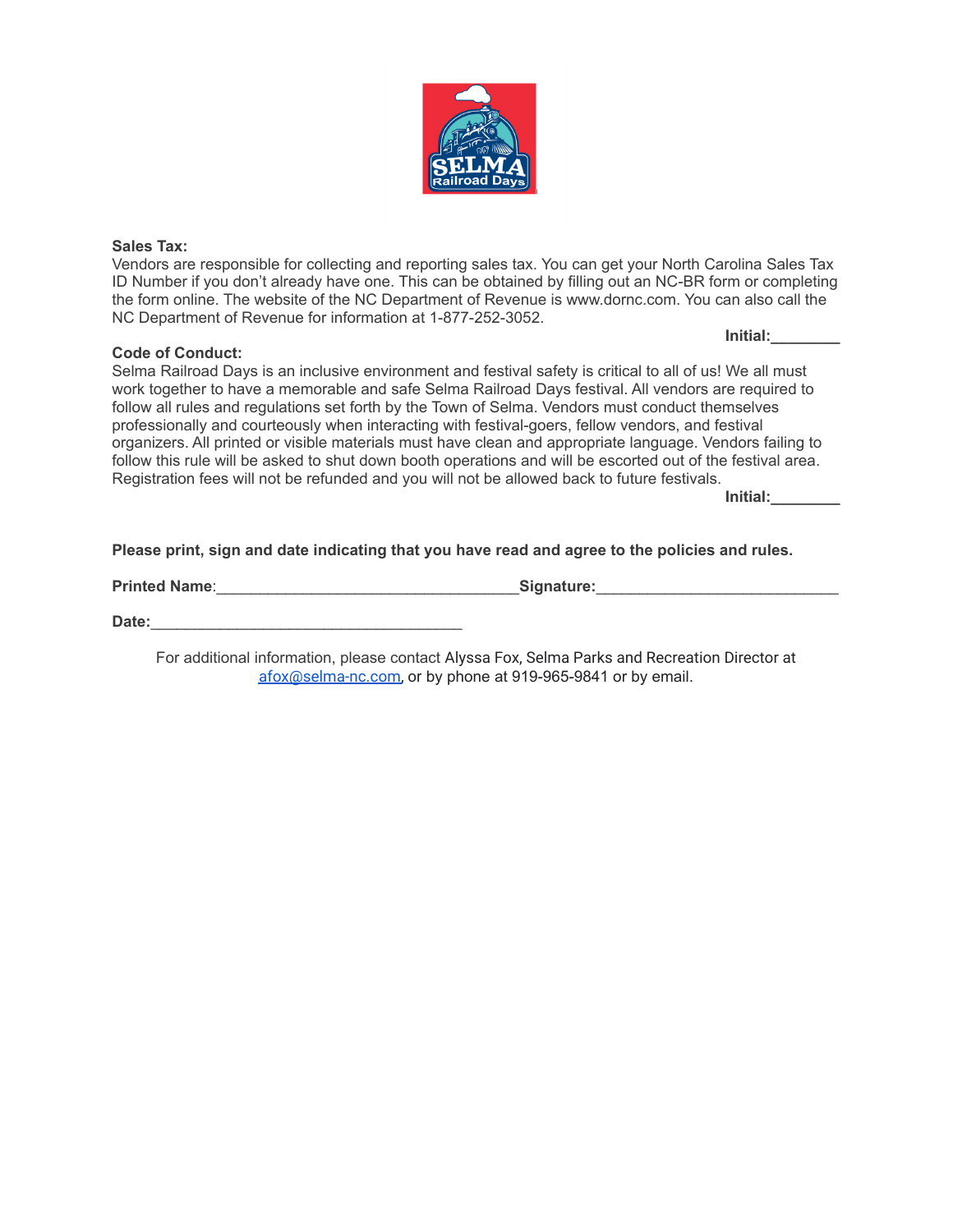**Sales Tax:**
Vendors are responsible for collecting and reporting sales tax. You can get your North Carolina Sales Tax ID Number if you don't already have one. This can be obtained by filling out an NC-BR form or completing the form online. The website of the NC Department of Revenue is www.dornc.com. You can also call the NC Department of Revenue for information at 1-877-252-3052.

**Initial:________**

**Code of Conduct:**
Selma Railroad Days is an inclusive environment and festival safety is critical to all of us! We all must work together to have a memorable and safe Selma Railroad Days festival. All vendors are required to follow all rules and regulations set forth by the Town of Selma. Vendors must conduct themselves professionally and courteously when interacting with festival-goers, fellow vendors, and festival organizers. All printed or visible materials must have clean and appropriate language. Vendors failing to follow this rule will be asked to shut down booth operations and will be escorted out of the festival area. Registration fees will not be refunded and you will not be allowed back to future festivals.

**Initial:________**

**Please print, sign and date indicating that you have read and agree to the policies and rules.**

**Printed Name**:___________________________________**Signature:**___________________________

**Date:**____________________________________

For additional information, please contact Alyssa Fox, Selma Parks and Recreation Director at afox@selma-nc.com, or by phone at 919-965-9841 or by email.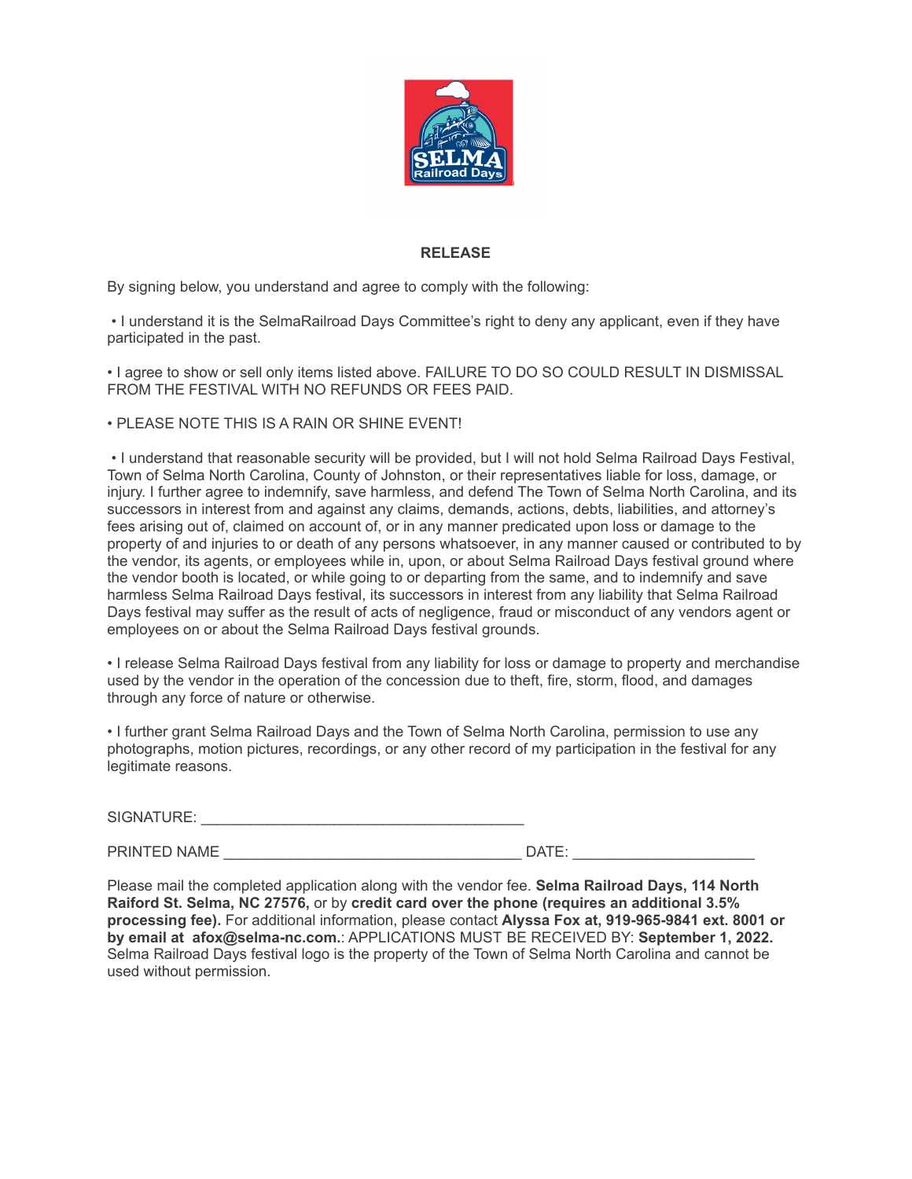## RELEASE

By signing below, you understand and agree to comply with the following:

• I understand it is the SelmaRailroad Days Committee's right to deny any applicant, even if they have participated in the past.

• I agree to show or sell only items listed above. FAILURE TO DO SO COULD RESULT IN DISMISSAL FROM THE FESTIVAL WITH NO REFUNDS OR FEES PAID.

• PLEASE NOTE THIS IS A RAIN OR SHINE EVENT!

• I understand that reasonable security will be provided, but I will not hold Selma Railroad Days Festival, Town of Selma North Carolina, County of Johnston, or their representatives liable for loss, damage, or injury. I further agree to indemnify, save harmless, and defend The Town of Selma North Carolina, and its successors in interest from and against any claims, demands, actions, debts, liabilities, and attorney's fees arising out of, claimed on account of, or in any manner predicated upon loss or damage to the property of and injuries to or death of any persons whatsoever, in any manner caused or contributed to by the vendor, its agents, or employees while in, upon, or about Selma Railroad Days festival ground where the vendor booth is located, or while going to or departing from the same, and to indemnify and save harmless Selma Railroad Days festival, its successors in interest from any liability that Selma Railroad Days festival may suffer as the result of acts of negligence, fraud or misconduct of any vendors agent or employees on or about the Selma Railroad Days festival grounds.

• I release Selma Railroad Days festival from any liability for loss or damage to property and merchandise used by the vendor in the operation of the concession due to theft, fire, storm, flood, and damages through any force of nature or otherwise.

• I further grant Selma Railroad Days and the Town of Selma North Carolina, permission to use any photographs, motion pictures, recordings, or any other record of my participation in the festival for any legitimate reasons.

SIGNATURE: ______________________________________

PRINTED NAME __________________________________ DATE: ____________________

Please mail the completed application along with the vendor fee. **Selma Railroad Days, 114 North Raiford St. Selma, NC 27576,** or by **credit card over the phone (requires an additional 3.5% processing fee).** For additional information, please contact **Alyssa Fox at, 919-965-9841 ext. 8001 or by email at afox@selma-nc.com.**: APPLICATIONS MUST BE RECEIVED BY: **September 1, 2022.** Selma Railroad Days festival logo is the property of the Town of Selma North Carolina and cannot be used without permission.